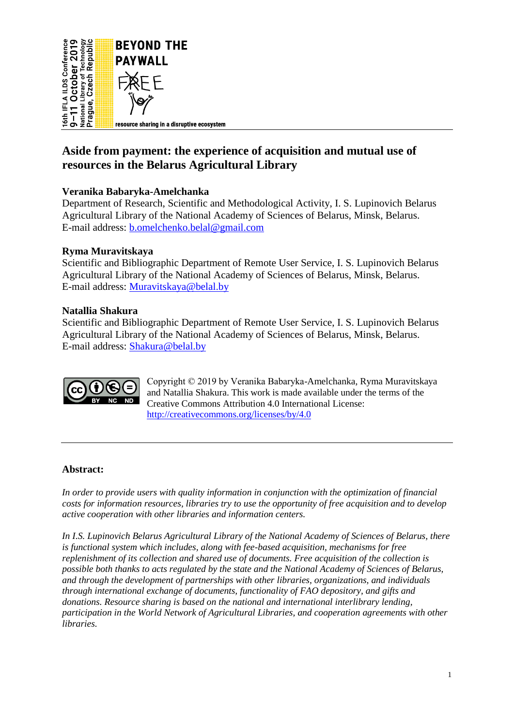# Aside from payment: the experience of acquisition and mutual use of resources in the Belarus Agricultural Library

**Veranika Babaryka-Amelchanka**
Department of Research, Scientific and Methodological Activity, I. S. Lupinovich Belarus Agricultural Library of the National Academy of Sciences of Belarus, Minsk, Belarus.
E-mail address: b.omelchenko.belal@gmail.com

**Ryma Muravitskaya**
Scientific and Bibliographic Department of Remote User Service, I. S. Lupinovich Belarus Agricultural Library of the National Academy of Sciences of Belarus, Minsk, Belarus.
E-mail address: Muravitskaya@belal.by

**Natallia Shakura**
Scientific and Bibliographic Department of Remote User Service, I. S. Lupinovich Belarus Agricultural Library of the National Academy of Sciences of Belarus, Minsk, Belarus.
E-mail address: Shakura@belal.by

Copyright © 2019 by Veranika Babaryka-Amelchanka, Ryma Muravitskaya and Natallia Shakura. This work is made available under the terms of the Creative Commons Attribution 4.0 International License: http://creativecommons.org/licenses/by/4.0

---

## Abstract:

*In order to provide users with quality information in conjunction with the optimization of financial costs for information resources, libraries try to use the opportunity of free acquisition and to develop active cooperation with other libraries and information centers.*

*In I.S. Lupinovich Belarus Agricultural Library of the National Academy of Sciences of Belarus, there is functional system which includes, along with fee-based acquisition, mechanisms for free replenishment of its collection and shared use of documents. Free acquisition of the collection is possible both thanks to acts regulated by the state and the National Academy of Sciences of Belarus, and through the development of partnerships with other libraries, organizations, and individuals through international exchange of documents, functionality of FAO depository, and gifts and donations. Resource sharing is based on the national and international interlibrary lending, participation in the World Network of Agricultural Libraries, and cooperation agreements with other libraries.*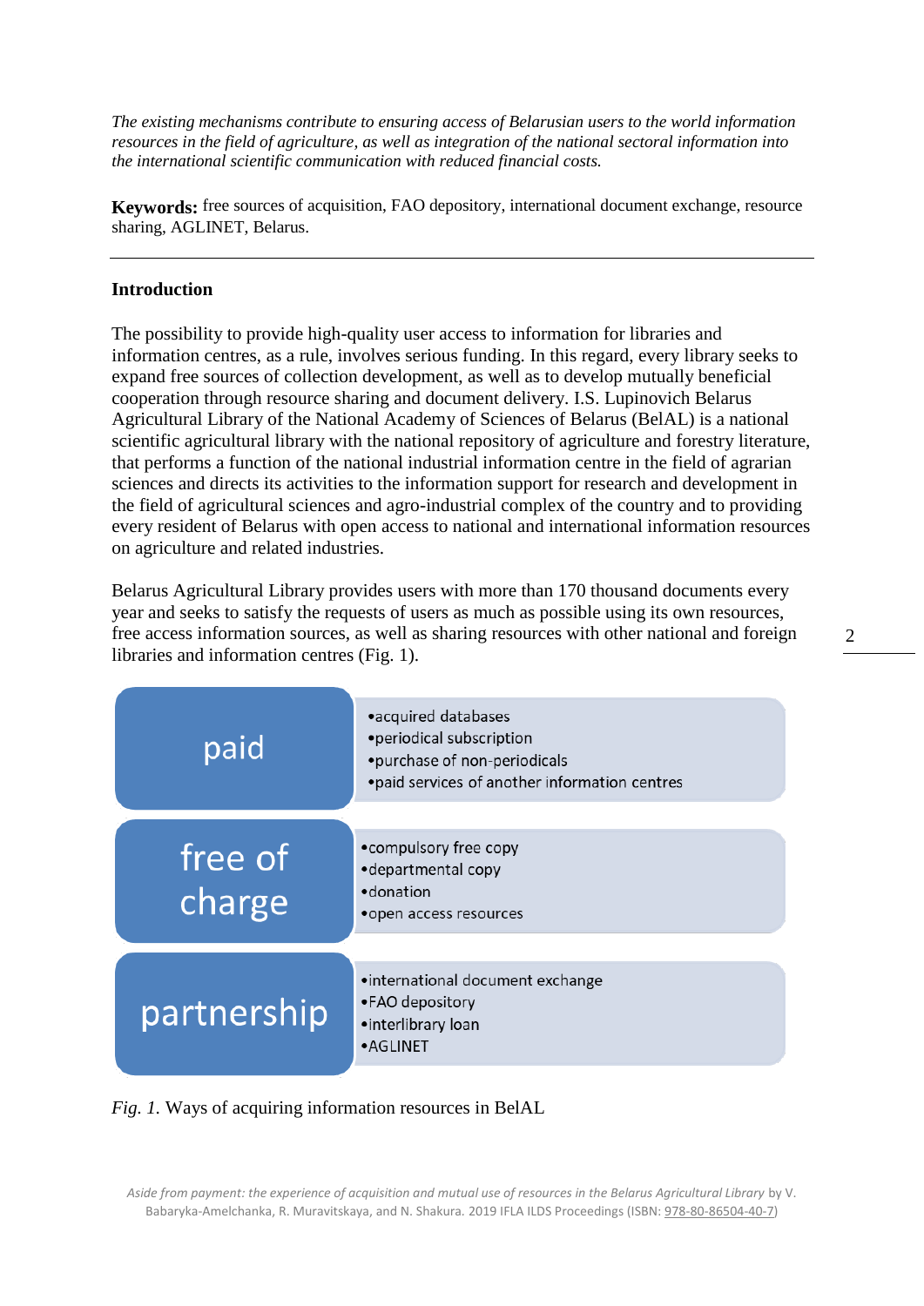*The existing mechanisms contribute to ensuring access of Belarusian users to the world information resources in the field of agriculture, as well as integration of the national sectoral information into the international scientific communication with reduced financial costs.*

**Keywords:** free sources of acquisition, FAO depository, international document exchange, resource sharing, AGLINET, Belarus.

---

## Introduction

The possibility to provide high-quality user access to information for libraries and information centres, as a rule, involves serious funding. In this regard, every library seeks to expand free sources of collection development, as well as to develop mutually beneficial cooperation through resource sharing and document delivery. I.S. Lupinovich Belarus Agricultural Library of the National Academy of Sciences of Belarus (BelAL) is a national scientific agricultural library with the national repository of agriculture and forestry literature, that performs a function of the national industrial information centre in the field of agrarian sciences and directs its activities to the information support for research and development in the field of agricultural sciences and agro-industrial complex of the country and to providing every resident of Belarus with open access to national and international information resources on agriculture and related industries.

Belarus Agricultural Library provides users with more than 170 thousand documents every year and seeks to satisfy the requests of users as much as possible using its own resources, free access information sources, as well as sharing resources with other national and foreign libraries and information centres (Fig. 1).

| | |
|---|---|
| paid | • acquired databases<br>• periodical subscription<br>• purchase of non-periodicals<br>• paid services of another information centres |
| free of charge | • compulsory free copy<br>• departmental copy<br>• donation<br>• open access resources |
| partnership | • international document exchange<br>• FAO depository<br>• interlibrary loan<br>• AGLINET |

*Fig. 1.* Ways of acquiring information resources in BelAL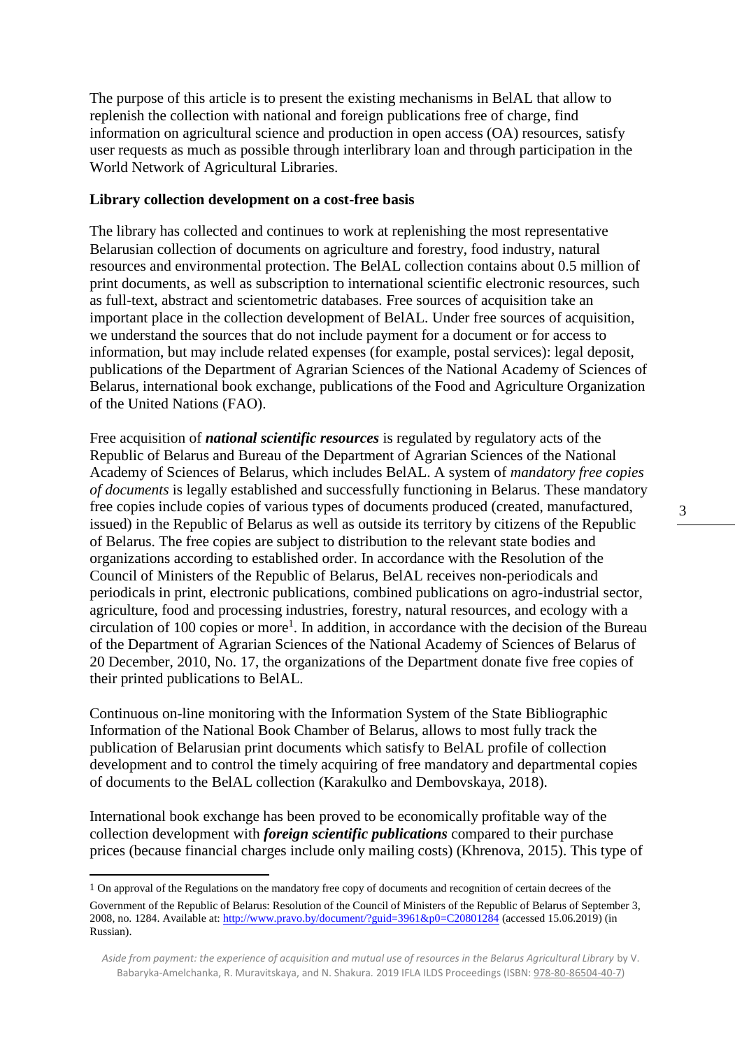The purpose of this article is to present the existing mechanisms in BelAL that allow to replenish the collection with national and foreign publications free of charge, find information on agricultural science and production in open access (OA) resources, satisfy user requests as much as possible through interlibrary loan and through participation in the World Network of Agricultural Libraries.

**Library collection development on a cost-free basis**

The library has collected and continues to work at replenishing the most representative Belarusian collection of documents on agriculture and forestry, food industry, natural resources and environmental protection. The BelAL collection contains about 0.5 million of print documents, as well as subscription to international scientific electronic resources, such as full-text, abstract and scientometric databases. Free sources of acquisition take an important place in the collection development of BelAL. Under free sources of acquisition, we understand the sources that do not include payment for a document or for access to information, but may include related expenses (for example, postal services): legal deposit, publications of the Department of Agrarian Sciences of the National Academy of Sciences of Belarus, international book exchange, publications of the Food and Agriculture Organization of the United Nations (FAO).

Free acquisition of ***national scientific resources*** is regulated by regulatory acts of the Republic of Belarus and Bureau of the Department of Agrarian Sciences of the National Academy of Sciences of Belarus, which includes BelAL. A system of *mandatory free copies of documents* is legally established and successfully functioning in Belarus. These mandatory free copies include copies of various types of documents produced (created, manufactured, issued) in the Republic of Belarus as well as outside its territory by citizens of the Republic of Belarus. The free copies are subject to distribution to the relevant state bodies and organizations according to established order. In accordance with the Resolution of the Council of Ministers of the Republic of Belarus, BelAL receives non-periodicals and periodicals in print, electronic publications, combined publications on agro-industrial sector, agriculture, food and processing industries, forestry, natural resources, and ecology with a circulation of 100 copies or more[1]. In addition, in accordance with the decision of the Bureau of the Department of Agrarian Sciences of the National Academy of Sciences of Belarus of 20 December, 2010, No. 17, the organizations of the Department donate five free copies of their printed publications to BelAL.

Continuous on-line monitoring with the Information System of the State Bibliographic Information of the National Book Chamber of Belarus, allows to most fully track the publication of Belarusian print documents which satisfy to BelAL profile of collection development and to control the timely acquiring of free mandatory and departmental copies of documents to the BelAL collection (Karakulko and Dembovskaya, 2018).

International book exchange has been proved to be economically profitable way of the collection development with ***foreign scientific publications*** compared to their purchase prices (because financial charges include only mailing costs) (Khrenova, 2015). This type of

---

[1] On approval of the Regulations on the mandatory free copy of documents and recognition of certain decrees of the Government of the Republic of Belarus: Resolution of the Council of Ministers of the Republic of Belarus of September 3, 2008, no. 1284. Available at: http://www.pravo.by/document/?guid=3961&p0=C20801284 (accessed 15.06.2019) (in Russian).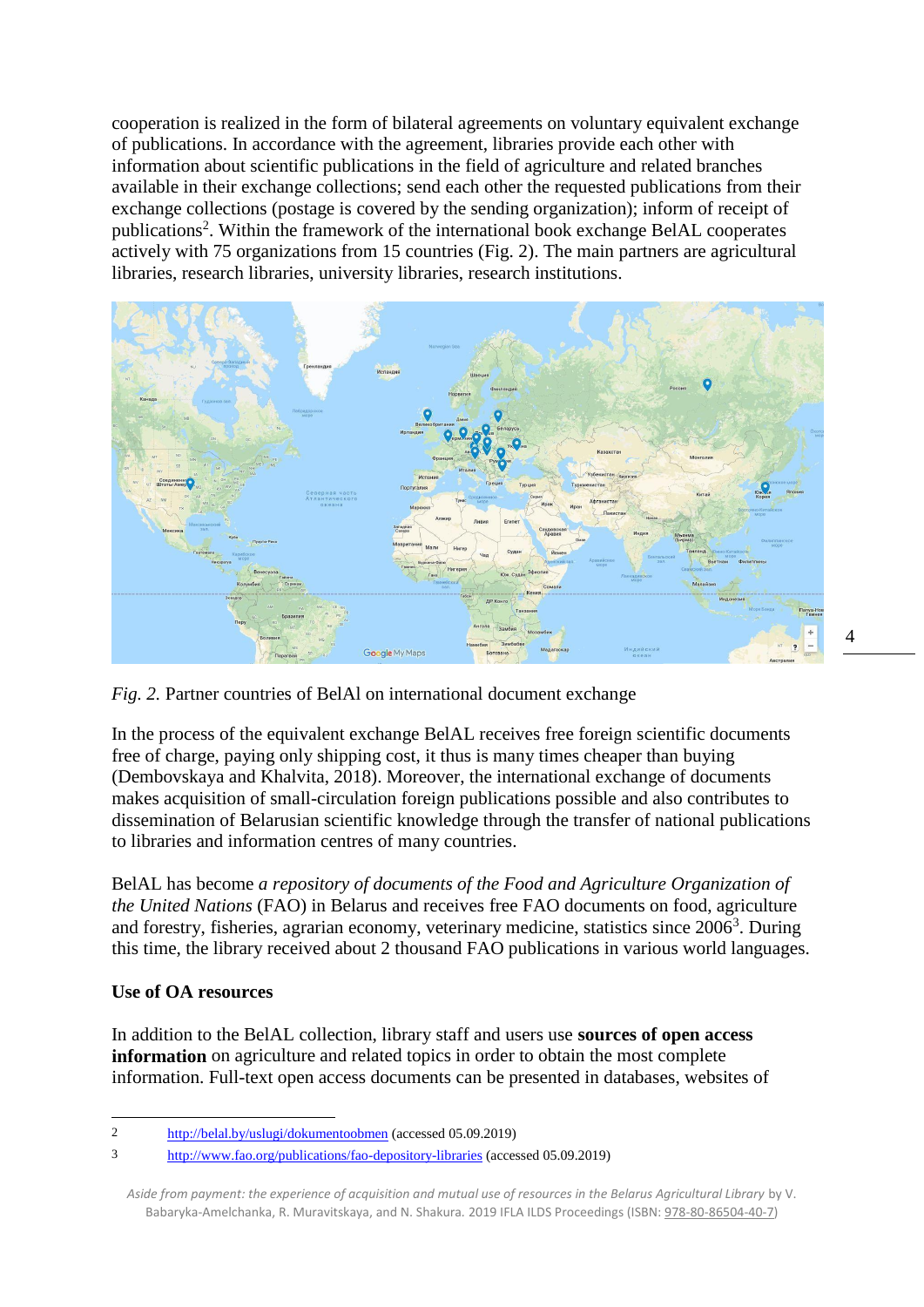cooperation is realized in the form of bilateral agreements on voluntary equivalent exchange of publications. In accordance with the agreement, libraries provide each other with information about scientific publications in the field of agriculture and related branches available in their exchange collections; send each other the requested publications from their exchange collections (postage is covered by the sending organization); inform of receipt of publications[2]. Within the framework of the international book exchange BelAL cooperates actively with 75 organizations from 15 countries (Fig. 2). The main partners are agricultural libraries, research libraries, university libraries, research institutions.

*Fig. 2.* Partner countries of BelAl on international document exchange

In the process of the equivalent exchange BelAL receives free foreign scientific documents free of charge, paying only shipping cost, it thus is many times cheaper than buying (Dembovskaya and Khalvita, 2018). Moreover, the international exchange of documents makes acquisition of small-circulation foreign publications possible and also contributes to dissemination of Belarusian scientific knowledge through the transfer of national publications to libraries and information centres of many countries.

BelAL has become *a repository of documents of the Food and Agriculture Organization of the United Nations* (FAO) in Belarus and receives free FAO documents on food, agriculture and forestry, fisheries, agrarian economy, veterinary medicine, statistics since 2006[3]. During this time, the library received about 2 thousand FAO publications in various world languages.

### Use of OA resources

In addition to the BelAL collection, library staff and users use **sources of open access information** on agriculture and related topics in order to obtain the most complete information. Full-text open access documents can be presented in databases, websites of

---

2 http://belal.by/uslugi/dokumentoobmen (accessed 05.09.2019)

3 http://www.fao.org/publications/fao-depository-libraries (accessed 05.09.2019)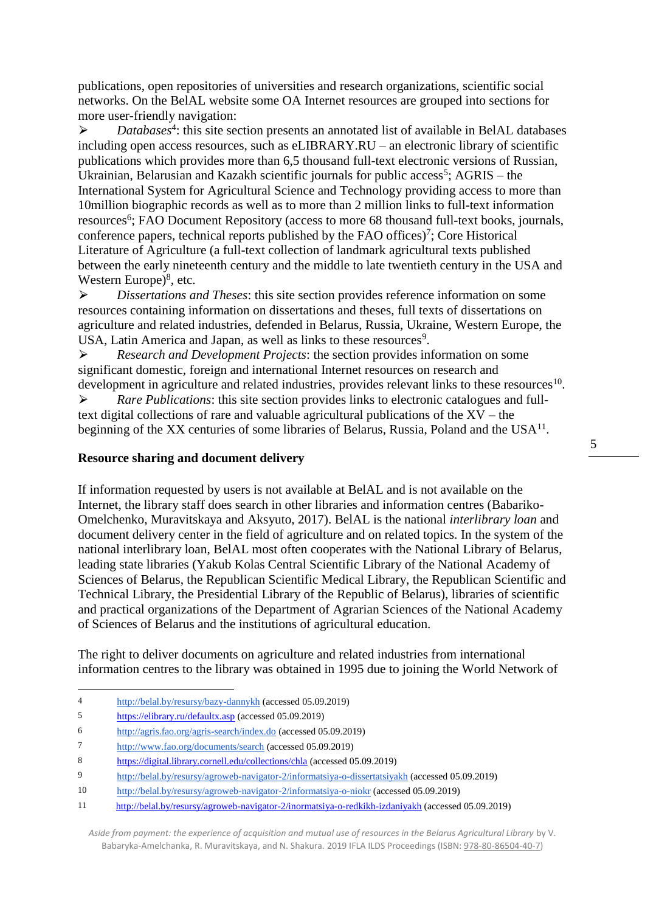publications, open repositories of universities and research organizations, scientific social networks. On the BelAL website some OA Internet resources are grouped into sections for more user-friendly navigation:

- *Databases*[4]: this site section presents an annotated list of available in BelAL databases including open access resources, such as eLIBRARY.RU – an electronic library of scientific publications which provides more than 6,5 thousand full-text electronic versions of Russian, Ukrainian, Belarusian and Kazakh scientific journals for public access[5]; AGRIS – the International System for Agricultural Science and Technology providing access to more than 10million biographic records as well as to more than 2 million links to full-text information resources[6]; FAO Document Repository (access to more 68 thousand full-text books, journals, conference papers, technical reports published by the FAO offices)[7]; Core Historical Literature of Agriculture (a full-text collection of landmark agricultural texts published between the early nineteenth century and the middle to late twentieth century in the USA and Western Europe)[8], etc.
- *Dissertations and Theses*: this site section provides reference information on some resources containing information on dissertations and theses, full texts of dissertations on agriculture and related industries, defended in Belarus, Russia, Ukraine, Western Europe, the USA, Latin America and Japan, as well as links to these resources[9].
- *Research and Development Projects*: the section provides information on some significant domestic, foreign and international Internet resources on research and development in agriculture and related industries, provides relevant links to these resources[10].
- *Rare Publications*: this site section provides links to electronic catalogues and full-text digital collections of rare and valuable agricultural publications of the XV – the beginning of the XX centuries of some libraries of Belarus, Russia, Poland and the USA[11].

## Resource sharing and document delivery

If information requested by users is not available at BelAL and is not available on the Internet, the library staff does search in other libraries and information centres (Babariko-Omelchenko, Muravitskaya and Aksyuto, 2017). BelAL is the national *interlibrary loan* and document delivery center in the field of agriculture and on related topics. In the system of the national interlibrary loan, BelAL most often cooperates with the National Library of Belarus, leading state libraries (Yakub Kolas Central Scientific Library of the National Academy of Sciences of Belarus, the Republican Scientific Medical Library, the Republican Scientific and Technical Library, the Presidential Library of the Republic of Belarus), libraries of scientific and practical organizations of the Department of Agrarian Sciences of the National Academy of Sciences of Belarus and the institutions of agricultural education.

The right to deliver documents on agriculture and related industries from international information centres to the library was obtained in 1995 due to joining the World Network of

---

4 http://belal.by/resursy/bazy-dannykh (accessed 05.09.2019)

5 https://elibrary.ru/defaultx.asp (accessed 05.09.2019)

6 http://agris.fao.org/agris-search/index.do (accessed 05.09.2019)

7 http://www.fao.org/documents/search (accessed 05.09.2019)

8 https://digital.library.cornell.edu/collections/chla (accessed 05.09.2019)

9 http://belal.by/resursy/agroweb-navigator-2/informatsiya-o-dissertatsiyakh (accessed 05.09.2019)

10 http://belal.by/resursy/agroweb-navigator-2/informatsiya-o-niokr (accessed 05.09.2019)

11 http://belal.by/resursy/agroweb-navigator-2/inormatsiya-o-redkikh-izdaniyakh (accessed 05.09.2019)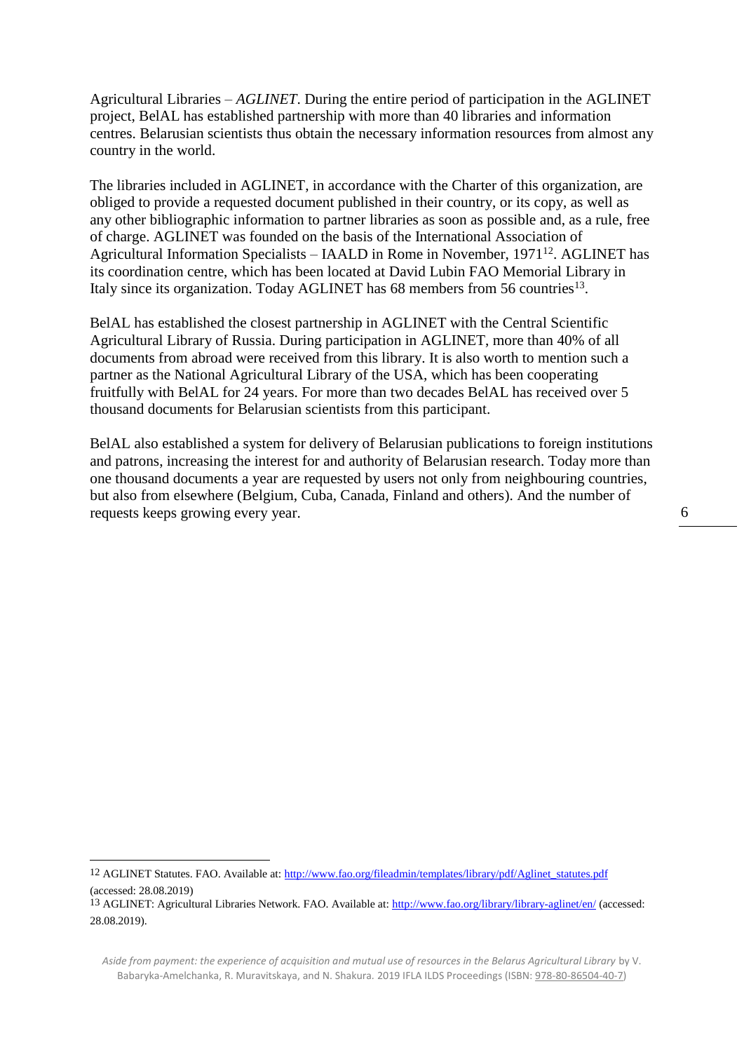Agricultural Libraries – *AGLINET*. During the entire period of participation in the AGLINET project, BelAL has established partnership with more than 40 libraries and information centres. Belarusian scientists thus obtain the necessary information resources from almost any country in the world.

The libraries included in AGLINET, in accordance with the Charter of this organization, are obliged to provide a requested document published in their country, or its copy, as well as any other bibliographic information to partner libraries as soon as possible and, as a rule, free of charge. AGLINET was founded on the basis of the International Association of Agricultural Information Specialists – IAALD in Rome in November, 1971[12]. AGLINET has its coordination centre, which has been located at David Lubin FAO Memorial Library in Italy since its organization. Today AGLINET has 68 members from 56 countries[13].

BelAL has established the closest partnership in AGLINET with the Central Scientific Agricultural Library of Russia. During participation in AGLINET, more than 40% of all documents from abroad were received from this library. It is also worth to mention such a partner as the National Agricultural Library of the USA, which has been cooperating fruitfully with BelAL for 24 years. For more than two decades BelAL has received over 5 thousand documents for Belarusian scientists from this participant.

BelAL also established a system for delivery of Belarusian publications to foreign institutions and patrons, increasing the interest for and authority of Belarusian research. Today more than one thousand documents a year are requested by users not only from neighbouring countries, but also from elsewhere (Belgium, Cuba, Canada, Finland and others). And the number of requests keeps growing every year.

---

12 AGLINET Statutes. FAO. Available at: http://www.fao.org/fileadmin/templates/library/pdf/Aglinet_statutes.pdf (accessed: 28.08.2019)

13 AGLINET: Agricultural Libraries Network. FAO. Available at: http://www.fao.org/library/library-aglinet/en/ (accessed: 28.08.2019).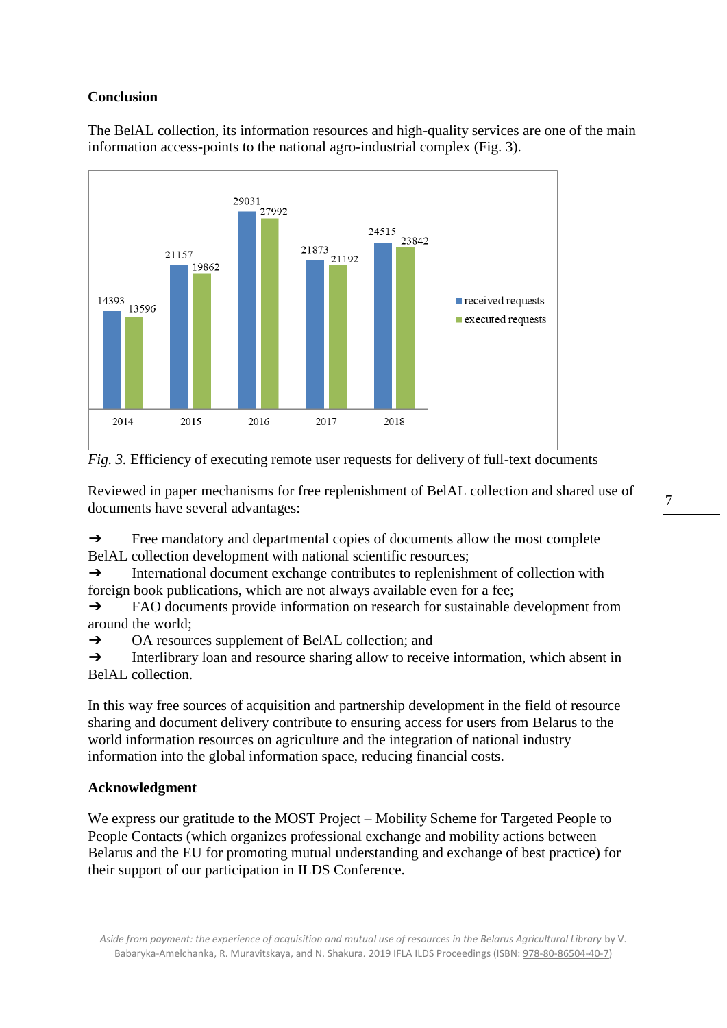## Conclusion

The BelAL collection, its information resources and high-quality services are one of the main information access-points to the national agro-industrial complex (Fig. 3).

| Year | received requests | executed requests |
|---|---|---|
| 2014 | 14393 | 13596 |
| 2015 | 21157 | 19862 |
| 2016 | 29031 | 27992 |
| 2017 | 21873 | 21192 |
| 2018 | 24515 | 23842 |

*Fig. 3.* Efficiency of executing remote user requests for delivery of full-text documents

Reviewed in paper mechanisms for free replenishment of BelAL collection and shared use of documents have several advantages:

➔ Free mandatory and departmental copies of documents allow the most complete BelAL collection development with national scientific resources;

➔ International document exchange contributes to replenishment of collection with foreign book publications, which are not always available even for a fee;

➔ FAO documents provide information on research for sustainable development from around the world;

➔ OA resources supplement of BelAL collection; and

➔ Interlibrary loan and resource sharing allow to receive information, which absent in BelAL collection.

In this way free sources of acquisition and partnership development in the field of resource sharing and document delivery contribute to ensuring access for users from Belarus to the world information resources on agriculture and the integration of national industry information into the global information space, reducing financial costs.

## Acknowledgment

We express our gratitude to the MOST Project – Mobility Scheme for Targeted People to People Contacts (which organizes professional exchange and mobility actions between Belarus and the EU for promoting mutual understanding and exchange of best practice) for their support of our participation in ILDS Conference.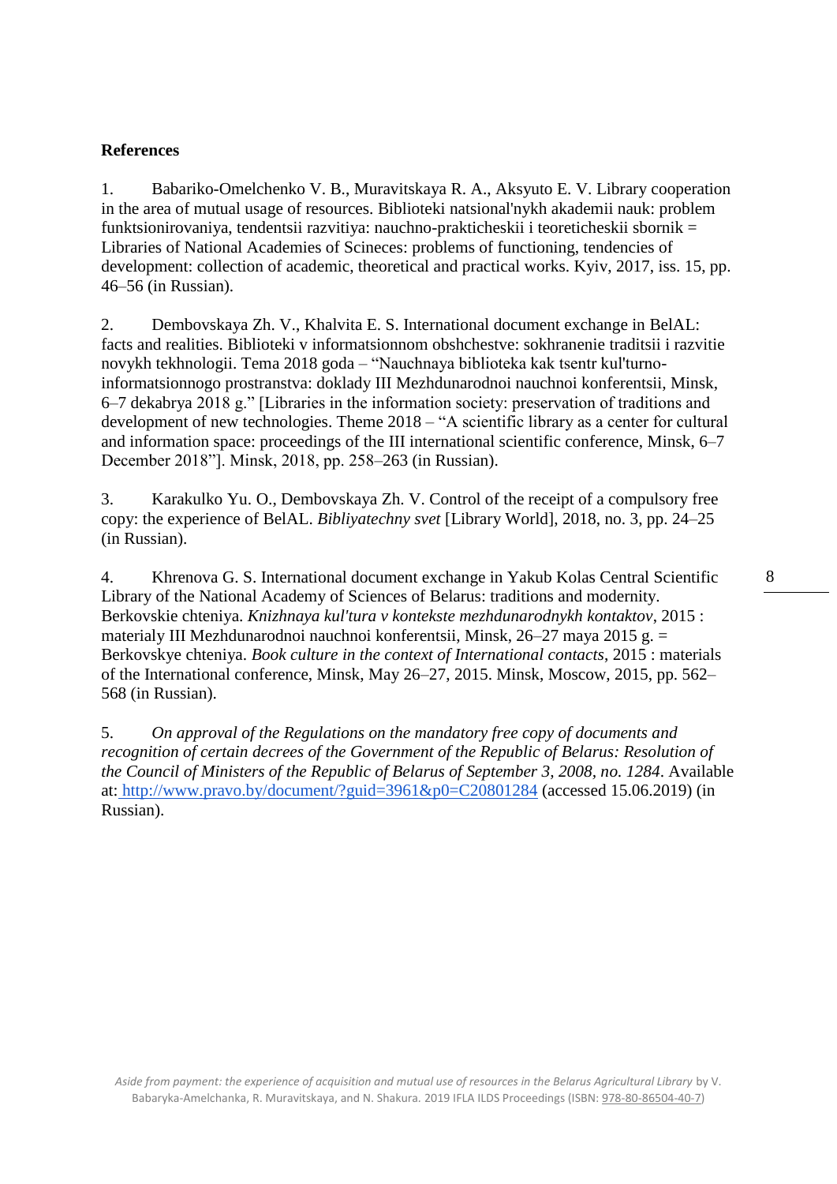**References**

1. Babariko-Omelchenko V. B., Muravitskaya R. A., Aksyuto E. V. Library cooperation in the area of mutual usage of resources. Biblioteki natsional'nykh akademii nauk: problem funktsionirovaniya, tendentsii razvitiya: nauchno-prakticheskii i teoreticheskii sbornik = Libraries of National Academies of Scineces: problems of functioning, tendencies of development: collection of academic, theoretical and practical works. Kyiv, 2017, iss. 15, pp. 46–56 (in Russian).

2. Dembovskaya Zh. V., Khalvita E. S. International document exchange in BelAL: facts and realities. Biblioteki v informatsionnom obshchestve: sokhranenie traditsii i razvitie novykh tekhnologii. Tema 2018 goda – "Nauchnaya biblioteka kak tsentr kul'turno-informatsionnogo prostranstva: doklady III Mezhdunarodnoi nauchnoi konferentsii, Minsk, 6–7 dekabrya 2018 g." [Libraries in the information society: preservation of traditions and development of new technologies. Theme 2018 – "A scientific library as a center for cultural and information space: proceedings of the III international scientific conference, Minsk, 6–7 December 2018"]. Minsk, 2018, pp. 258–263 (in Russian).

3. Karakulko Yu. O., Dembovskaya Zh. V. Control of the receipt of a compulsory free copy: the experience of BelAL. *Bibliyatechny svet* [Library World], 2018, no. 3, pp. 24–25 (in Russian).

4. Khrenova G. S. International document exchange in Yakub Kolas Central Scientific Library of the National Academy of Sciences of Belarus: traditions and modernity. Berkovskie chteniya. *Knizhnaya kul'tura v kontekste mezhdunarodnykh kontaktov*, 2015 : materialy III Mezhdunarodnoi nauchnoi konferentsii, Minsk, 26–27 maya 2015 g. = Berkovskye chteniya. *Book culture in the context of International contacts*, 2015 : materials of the International conference, Minsk, May 26–27, 2015. Minsk, Moscow, 2015, pp. 562–568 (in Russian).

5. *On approval of the Regulations on the mandatory free copy of documents and recognition of certain decrees of the Government of the Republic of Belarus: Resolution of the Council of Ministers of the Republic of Belarus of September 3, 2008, no. 1284*. Available at: http://www.pravo.by/document/?guid=3961&p0=C20801284 (accessed 15.06.2019) (in Russian).